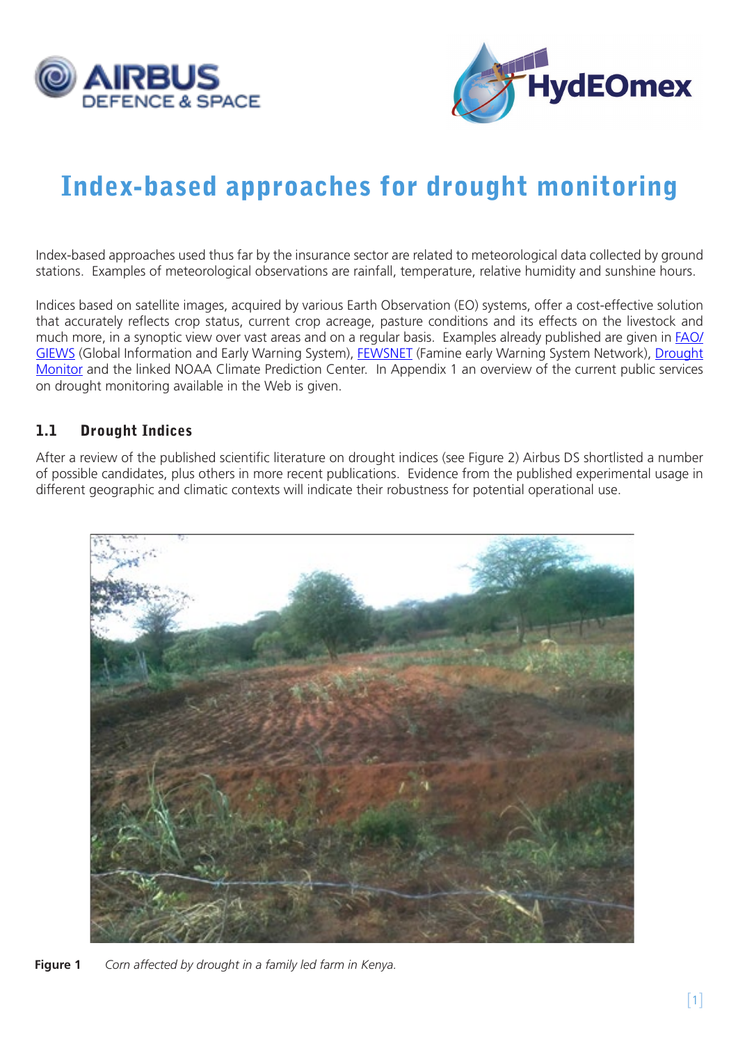# Index-based approaches for drought monitoring

Index-based approaches used thus far by the insurance sector are related to meteorological data collected by ground stations. Examples of meteorological observations are rainfall, temperature, relative humidity and sunshine hours.

Indices based on satellite images, acquired by various Earth Observation (EO) systems, offer a cost-effective solution that accurately reflects crop status, current crop acreage, pasture conditions and its effects on the livestock and much more, in a synoptic view over vast areas and on a regular basis. Examples already published are given in FAO/GIEWS (Global Information and Early Warning System), FEWSNET (Famine early Warning System Network), Drought Monitor and the linked NOAA Climate Prediction Center. In Appendix 1 an overview of the current public services on drought monitoring available in the Web is given.

## 1.1 Drought Indices

After a review of the published scientific literature on drought indices (see Figure 2) Airbus DS shortlisted a number of possible candidates, plus others in more recent publications. Evidence from the published experimental usage in different geographic and climatic contexts will indicate their robustness for potential operational use.

**Figure 1** *Corn affected by drought in a family led farm in Kenya.*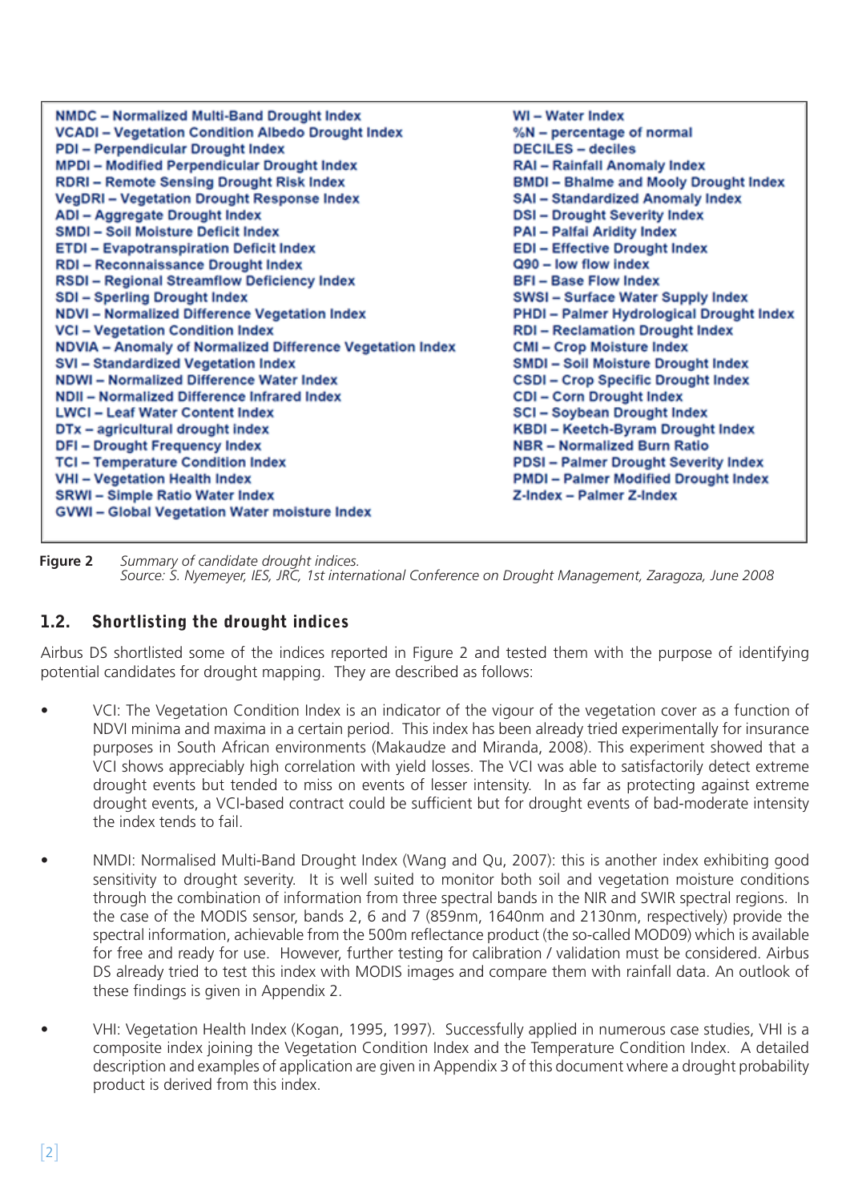NMDC – Normalized Multi-Band Drought Index
VCADI – Vegetation Condition Albedo Drought Index
PDI – Perpendicular Drought Index
MPDI – Modified Perpendicular Drought Index
RDRI – Remote Sensing Drought Risk Index
VegDRI – Vegetation Drought Response Index
ADI – Aggregate Drought Index
SMDI – Soil Moisture Deficit Index
ETDI – Evapotranspiration Deficit Index
RDI – Reconnaissance Drought Index
RSDI – Regional Streamflow Deficiency Index
SDI – Sperling Drought Index
NDVI – Normalized Difference Vegetation Index
VCI – Vegetation Condition Index
NDVIA – Anomaly of Normalized Difference Vegetation Index
SVI – Standardized Vegetation Index
NDWI – Normalized Difference Water Index
NDII – Normalized Difference Infrared Index
LWCI – Leaf Water Content Index
DTx – agricultural drought index
DFI – Drought Frequency Index
TCI – Temperature Condition Index
VHI – Vegetation Health Index
SRWI – Simple Ratio Water Index
GVWI – Global Vegetation Water moisture Index
WI – Water Index
%N – percentage of normal
DECILES – deciles
RAI – Rainfall Anomaly Index
BMDI – Bhalme and Mooly Drought Index
SAI – Standardized Anomaly Index
DSI – Drought Severity Index
PAI – Palfai Aridity Index
EDI – Effective Drought Index
Q90 – low flow index
BFI – Base Flow Index
SWSI – Surface Water Supply Index
PHDI – Palmer Hydrological Drought Index
RDI – Reclamation Drought Index
CMI – Crop Moisture Index
SMDI – Soil Moisture Drought Index
CSDI – Crop Specific Drought Index
CDI – Corn Drought Index
SCI – Soybean Drought Index
KBDI – Keetch-Byram Drought Index
NBR – Normalized Burn Ratio
PDSI – Palmer Drought Severity Index
PMDI – Palmer Modified Drought Index
Z-Index – Palmer Z-Index

**Figure 2** *Summary of candidate drought indices.*
*Source: S. Nyemeyer, IES, JRC, 1st international Conference on Drought Management, Zaragoza, June 2008*

## 1.2. Shortlisting the drought indices

Airbus DS shortlisted some of the indices reported in Figure 2 and tested them with the purpose of identifying potential candidates for drought mapping. They are described as follows:

- VCI: The Vegetation Condition Index is an indicator of the vigour of the vegetation cover as a function of NDVI minima and maxima in a certain period. This index has been already tried experimentally for insurance purposes in South African environments (Makaudze and Miranda, 2008). This experiment showed that a VCI shows appreciably high correlation with yield losses. The VCI was able to satisfactorily detect extreme drought events but tended to miss on events of lesser intensity. In as far as protecting against extreme drought events, a VCI-based contract could be sufficient but for drought events of bad-moderate intensity the index tends to fail.

- NMDI: Normalised Multi-Band Drought Index (Wang and Qu, 2007): this is another index exhibiting good sensitivity to drought severity. It is well suited to monitor both soil and vegetation moisture conditions through the combination of information from three spectral bands in the NIR and SWIR spectral regions. In the case of the MODIS sensor, bands 2, 6 and 7 (859nm, 1640nm and 2130nm, respectively) provide the spectral information, achievable from the 500m reflectance product (the so-called MOD09) which is available for free and ready for use. However, further testing for calibration / validation must be considered. Airbus DS already tried to test this index with MODIS images and compare them with rainfall data. An outlook of these findings is given in Appendix 2.

- VHI: Vegetation Health Index (Kogan, 1995, 1997). Successfully applied in numerous case studies, VHI is a composite index joining the Vegetation Condition Index and the Temperature Condition Index. A detailed description and examples of application are given in Appendix 3 of this document where a drought probability product is derived from this index.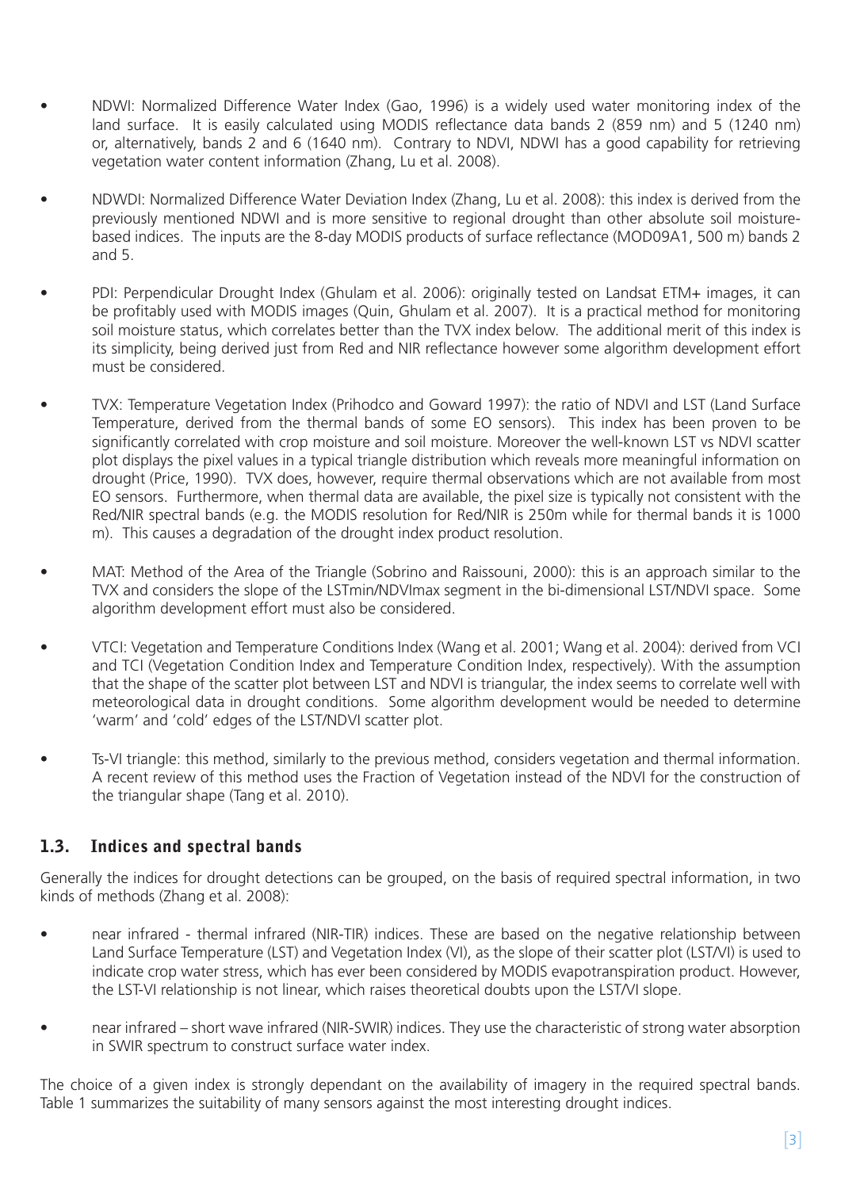- NDWI: Normalized Difference Water Index (Gao, 1996) is a widely used water monitoring index of the land surface. It is easily calculated using MODIS reflectance data bands 2 (859 nm) and 5 (1240 nm) or, alternatively, bands 2 and 6 (1640 nm). Contrary to NDVI, NDWI has a good capability for retrieving vegetation water content information (Zhang, Lu et al. 2008).

- NDWDI: Normalized Difference Water Deviation Index (Zhang, Lu et al. 2008): this index is derived from the previously mentioned NDWI and is more sensitive to regional drought than other absolute soil moisture-based indices. The inputs are the 8-day MODIS products of surface reflectance (MOD09A1, 500 m) bands 2 and 5.

- PDI: Perpendicular Drought Index (Ghulam et al. 2006): originally tested on Landsat ETM+ images, it can be profitably used with MODIS images (Quin, Ghulam et al. 2007). It is a practical method for monitoring soil moisture status, which correlates better than the TVX index below. The additional merit of this index is its simplicity, being derived just from Red and NIR reflectance however some algorithm development effort must be considered.

- TVX: Temperature Vegetation Index (Prihodco and Goward 1997): the ratio of NDVI and LST (Land Surface Temperature, derived from the thermal bands of some EO sensors). This index has been proven to be significantly correlated with crop moisture and soil moisture. Moreover the well-known LST vs NDVI scatter plot displays the pixel values in a typical triangle distribution which reveals more meaningful information on drought (Price, 1990). TVX does, however, require thermal observations which are not available from most EO sensors. Furthermore, when thermal data are available, the pixel size is typically not consistent with the Red/NIR spectral bands (e.g. the MODIS resolution for Red/NIR is 250m while for thermal bands it is 1000 m). This causes a degradation of the drought index product resolution.

- MAT: Method of the Area of the Triangle (Sobrino and Raissouni, 2000): this is an approach similar to the TVX and considers the slope of the LSTmin/NDVImax segment in the bi-dimensional LST/NDVI space. Some algorithm development effort must also be considered.

- VTCI: Vegetation and Temperature Conditions Index (Wang et al. 2001; Wang et al. 2004): derived from VCI and TCI (Vegetation Condition Index and Temperature Condition Index, respectively). With the assumption that the shape of the scatter plot between LST and NDVI is triangular, the index seems to correlate well with meteorological data in drought conditions. Some algorithm development would be needed to determine 'warm' and 'cold' edges of the LST/NDVI scatter plot.

- Ts-VI triangle: this method, similarly to the previous method, considers vegetation and thermal information. A recent review of this method uses the Fraction of Vegetation instead of the NDVI for the construction of the triangular shape (Tang et al. 2010).

## 1.3. Indices and spectral bands

Generally the indices for drought detections can be grouped, on the basis of required spectral information, in two kinds of methods (Zhang et al. 2008):

- near infrared - thermal infrared (NIR-TIR) indices. These are based on the negative relationship between Land Surface Temperature (LST) and Vegetation Index (VI), as the slope of their scatter plot (LST/VI) is used to indicate crop water stress, which has ever been considered by MODIS evapotranspiration product. However, the LST-VI relationship is not linear, which raises theoretical doubts upon the LST/VI slope.

- near infrared – short wave infrared (NIR-SWIR) indices. They use the characteristic of strong water absorption in SWIR spectrum to construct surface water index.

The choice of a given index is strongly dependant on the availability of imagery in the required spectral bands. Table 1 summarizes the suitability of many sensors against the most interesting drought indices.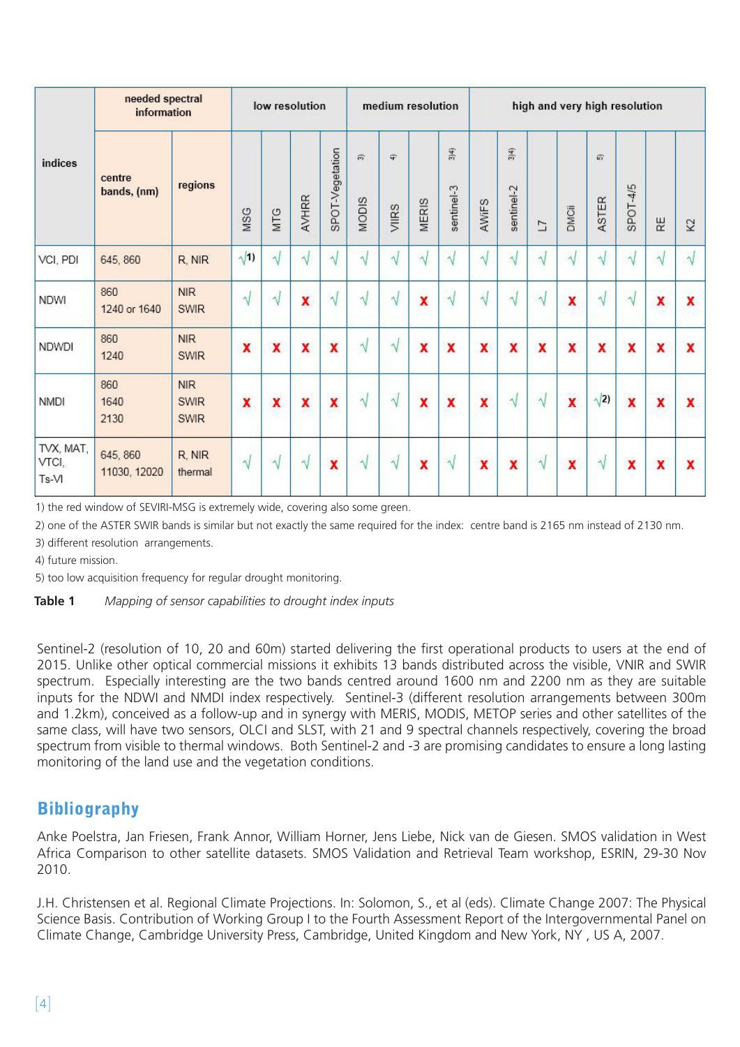| indices | needed spectral information | | low resolution | | | | medium resolution | | | | high and very high resolution | | | | | | | |
|---|---|---|---|---|---|---|---|---|---|---|---|---|---|---|---|---|---|---|
| | centre bands, (nm) | regions | MSG | MTG | AVHRR | SPOT-Vegetation | MODIS 3) | VIIRS 4) | MERIS | sentinel-3 3)4) | AWiFS | sentinel-2 3)4) | L7 | DMCii | ASTER 5) | SPOT-4/5 | RE | K2 |
| VCI, PDI | 645, 860 | R, NIR | √1) | √ | √ | √ | √ | √ | √ | √ | √ | √ | √ | √ | √ | √ | √ | √ |
| NDWI | 860<br>1240 or 1640 | NIR<br>SWIR | √ | √ | x | √ | √ | √ | x | √ | √ | √ | √ | x | √ | √ | x | x |
| NDWDI | 860<br>1240 | NIR<br>SWIR | x | x | x | x | √ | √ | x | x | x | x | x | x | x | x | x | x |
| NMDI | 860<br>1640<br>2130 | NIR<br>SWIR<br>SWIR | x | x | x | x | √ | √ | x | x | x | √ | √ | x | √2) | x | x | x |
| TVX, MAT, VTCI, Ts-VI | 645, 860<br>11030, 12020 | R, NIR<br>thermal | √ | √ | √ | x | √ | √ | x | √ | x | x | √ | x | √ | x | x | x |

1) the red window of SEVIRI-MSG is extremely wide, covering also some green.

2) one of the ASTER SWIR bands is similar but not exactly the same required for the index: centre band is 2165 nm instead of 2130 nm.

3) different resolution arrangements.

4) future mission.

5) too low acquisition frequency for regular drought monitoring.

**Table 1** *Mapping of sensor capabilities to drought index inputs*

Sentinel-2 (resolution of 10, 20 and 60m) started delivering the first operational products to users at the end of 2015. Unlike other optical commercial missions it exhibits 13 bands distributed across the visible, VNIR and SWIR spectrum. Especially interesting are the two bands centred around 1600 nm and 2200 nm as they are suitable inputs for the NDWI and NMDI index respectively. Sentinel-3 (different resolution arrangements between 300m and 1.2km), conceived as a follow-up and in synergy with MERIS, MODIS, METOP series and other satellites of the same class, will have two sensors, OLCI and SLST, with 21 and 9 spectral channels respectively, covering the broad spectrum from visible to thermal windows. Both Sentinel-2 and -3 are promising candidates to ensure a long lasting monitoring of the land use and the vegetation conditions.

## Bibliography

Anke Poelstra, Jan Friesen, Frank Annor, William Horner, Jens Liebe, Nick van de Giesen. SMOS validation in West Africa Comparison to other satellite datasets. SMOS Validation and Retrieval Team workshop, ESRIN, 29-30 Nov 2010.

J.H. Christensen et al. Regional Climate Projections. In: Solomon, S., et al (eds). Climate Change 2007: The Physical Science Basis. Contribution of Working Group I to the Fourth Assessment Report of the Intergovernmental Panel on Climate Change, Cambridge University Press, Cambridge, United Kingdom and New York, NY , US A, 2007.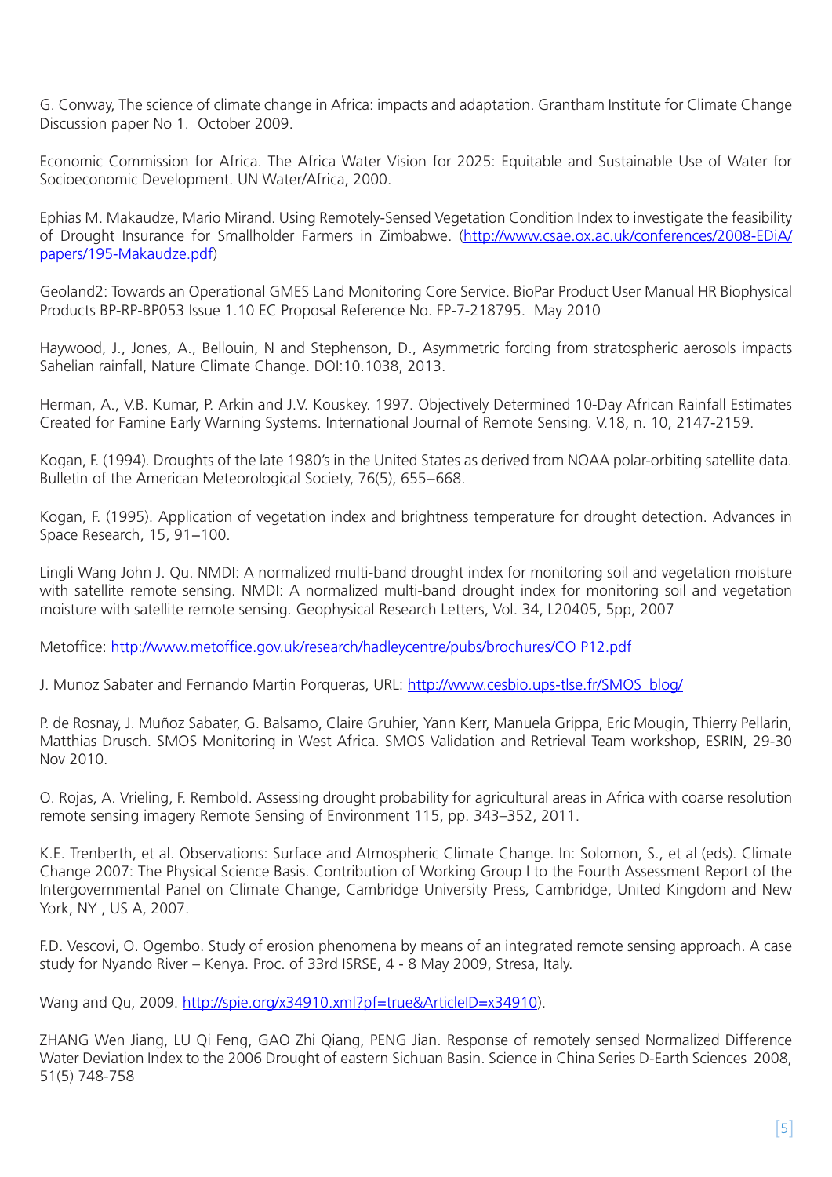G. Conway, The science of climate change in Africa: impacts and adaptation. Grantham Institute for Climate Change Discussion paper No 1. October 2009.

Economic Commission for Africa. The Africa Water Vision for 2025: Equitable and Sustainable Use of Water for Socioeconomic Development. UN Water/Africa, 2000.

Ephias M. Makaudze, Mario Mirand. Using Remotely-Sensed Vegetation Condition Index to investigate the feasibility of Drought Insurance for Smallholder Farmers in Zimbabwe. (http://www.csae.ox.ac.uk/conferences/2008-EDiA/papers/195-Makaudze.pdf)

Geoland2: Towards an Operational GMES Land Monitoring Core Service. BioPar Product User Manual HR Biophysical Products BP-RP-BP053 Issue 1.10 EC Proposal Reference No. FP-7-218795. May 2010

Haywood, J., Jones, A., Bellouin, N and Stephenson, D., Asymmetric forcing from stratospheric aerosols impacts Sahelian rainfall, Nature Climate Change. DOI:10.1038, 2013.

Herman, A., V.B. Kumar, P. Arkin and J.V. Kouskey. 1997. Objectively Determined 10-Day African Rainfall Estimates Created for Famine Early Warning Systems. International Journal of Remote Sensing. V.18, n. 10, 2147-2159.

Kogan, F. (1994). Droughts of the late 1980's in the United States as derived from NOAA polar-orbiting satellite data. Bulletin of the American Meteorological Society, 76(5), 655–668.

Kogan, F. (1995). Application of vegetation index and brightness temperature for drought detection. Advances in Space Research, 15, 91–100.

Lingli Wang John J. Qu. NMDI: A normalized multi-band drought index for monitoring soil and vegetation moisture with satellite remote sensing. NMDI: A normalized multi-band drought index for monitoring soil and vegetation moisture with satellite remote sensing. Geophysical Research Letters, Vol. 34, L20405, 5pp, 2007

Metoffice: http://www.metoffice.gov.uk/research/hadleycentre/pubs/brochures/CO P12.pdf

J. Munoz Sabater and Fernando Martin Porqueras, URL: http://www.cesbio.ups-tlse.fr/SMOS_blog/

P. de Rosnay, J. Muñoz Sabater, G. Balsamo, Claire Gruhier, Yann Kerr, Manuela Grippa, Eric Mougin, Thierry Pellarin, Matthias Drusch. SMOS Monitoring in West Africa. SMOS Validation and Retrieval Team workshop, ESRIN, 29-30 Nov 2010.

O. Rojas, A. Vrieling, F. Rembold. Assessing drought probability for agricultural areas in Africa with coarse resolution remote sensing imagery Remote Sensing of Environment 115, pp. 343–352, 2011.

K.E. Trenberth, et al. Observations: Surface and Atmospheric Climate Change. In: Solomon, S., et al (eds). Climate Change 2007: The Physical Science Basis. Contribution of Working Group I to the Fourth Assessment Report of the Intergovernmental Panel on Climate Change, Cambridge University Press, Cambridge, United Kingdom and New York, NY , US A, 2007.

F.D. Vescovi, O. Ogembo. Study of erosion phenomena by means of an integrated remote sensing approach. A case study for Nyando River – Kenya. Proc. of 33rd ISRSE, 4 - 8 May 2009, Stresa, Italy.

Wang and Qu, 2009. http://spie.org/x34910.xml?pf=true&ArticleID=x34910).

ZHANG Wen Jiang, LU Qi Feng, GAO Zhi Qiang, PENG Jian. Response of remotely sensed Normalized Difference Water Deviation Index to the 2006 Drought of eastern Sichuan Basin. Science in China Series D-Earth Sciences 2008, 51(5) 748-758